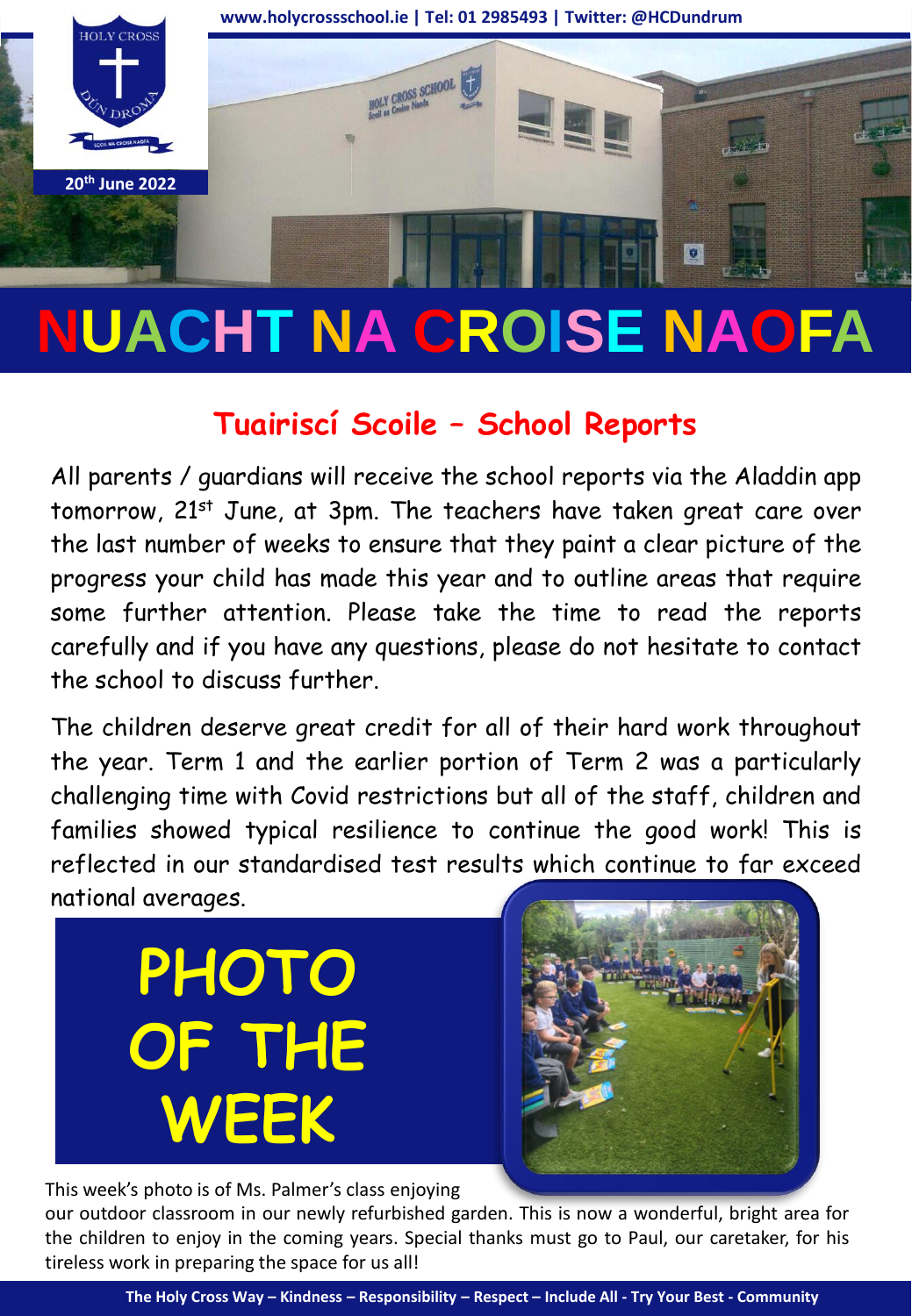www.holycrossschool.ie | Tel: 01 2985493 | Twitter: @HCDundrum

20th June 2022

# NUACHT NA CROISE NAOFA

## Tuairiscí Scoile – School Reports

All parents / guardians will receive the school reports via the Aladdin app tomorrow, 21st June, at 3pm. The teachers have taken great care over the last number of weeks to ensure that they paint a clear picture of the progress your child has made this year and to outline areas that require some further attention. Please take the time to read the reports carefully and if you have any questions, please do not hesitate to contact the school to discuss further.

The children deserve great credit for all of their hard work throughout the year. Term 1 and the earlier portion of Term 2 was a particularly challenging time with Covid restrictions but all of the staff, children and families showed typical resilience to continue the good work! This is reflected in our standardised test results which continue to far exceed national averages.

## PHOTO OF THE WEEK

This week's photo is of Ms. Palmer's class enjoying our outdoor classroom in our newly refurbished garden. This is now a wonderful, bright area for the children to enjoy in the coming years. Special thanks must go to Paul, our caretaker, for his tireless work in preparing the space for us all!

**The Holy Cross Way – Kindness – Responsibility – Respect – Include All - Try Your Best - Community**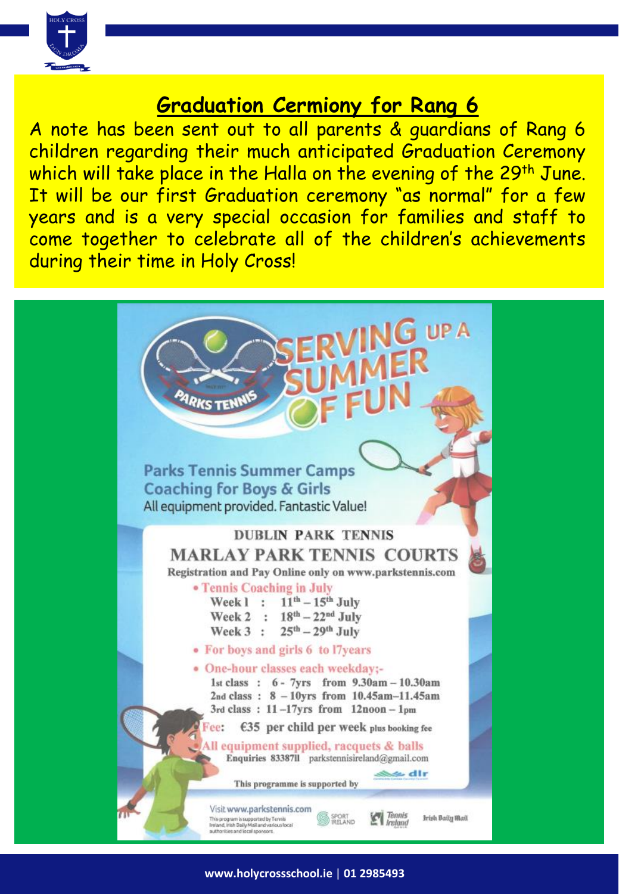## Graduation Cermiony for Rang 6

A note has been sent out to all parents & guardians of Rang 6 children regarding their much anticipated Graduation Ceremony which will take place in the Halla on the evening of the 29th June. It will be our first Graduation ceremony "as normal" for a few years and is a very special occasion for families and staff to come together to celebrate all of the children's achievements during their time in Holy Cross!

PARKS TENNIS

SERVING UP A SUMMER OF FUN

Parks Tennis Summer Camps
Coaching for Boys & Girls
All equipment provided. Fantastic Value!

DUBLIN PARK TENNIS

MARLAY PARK TENNIS COURTS

Registration and Pay Online only on www.parkstennis.com

- Tennis Coaching in July
  - Week 1 : 11th – 15th July
  - Week 2 : 18th – 22nd July
  - Week 3 : 25th – 29th July
- For boys and girls 6 to 17years
- One-hour classes each weekday;-
  - 1st class : 6 - 7yrs from 9.30am – 10.30am
  - 2nd class : 8 – 10yrs from 10.45am–11.45am
  - 3rd class : 11 –17yrs from 12noon – 1pm

Fee: €35 per child per week plus booking fee

All equipment supplied, racquets & balls

Enquiries 8338711 parkstennisireland@gmail.com

This programme is supported by dlr

Visit www.parkstennis.com

This program is supported by Tennis Ireland, Irish Daily Mail and various local authorities and local sponsors.

Sport Ireland | Tennis Ireland | Irish Daily Mail